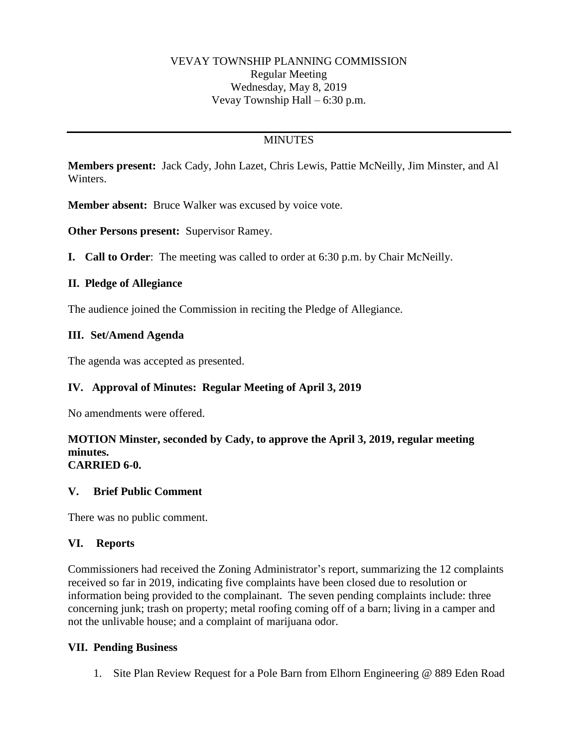VEVAY TOWNSHIP PLANNING COMMISSION
Regular Meeting
Wednesday, May 8, 2019
Vevay Township Hall – 6:30 p.m.

---

MINUTES

**Members present:** Jack Cady, John Lazet, Chris Lewis, Pattie McNeilly, Jim Minster, and Al Winters.

**Member absent:** Bruce Walker was excused by voice vote.

**Other Persons present:** Supervisor Ramey.

**I. Call to Order**: The meeting was called to order at 6:30 p.m. by Chair McNeilly.

**II. Pledge of Allegiance**

The audience joined the Commission in reciting the Pledge of Allegiance.

**III. Set/Amend Agenda**

The agenda was accepted as presented.

**IV. Approval of Minutes: Regular Meeting of April 3, 2019**

No amendments were offered.

**MOTION Minster, seconded by Cady, to approve the April 3, 2019, regular meeting minutes.**
**CARRIED 6-0.**

**V. Brief Public Comment**

There was no public comment.

**VI. Reports**

Commissioners had received the Zoning Administrator's report, summarizing the 12 complaints received so far in 2019, indicating five complaints have been closed due to resolution or information being provided to the complainant. The seven pending complaints include: three concerning junk; trash on property; metal roofing coming off of a barn; living in a camper and not the unlivable house; and a complaint of marijuana odor.

**VII. Pending Business**

1. Site Plan Review Request for a Pole Barn from Elhorn Engineering @ 889 Eden Road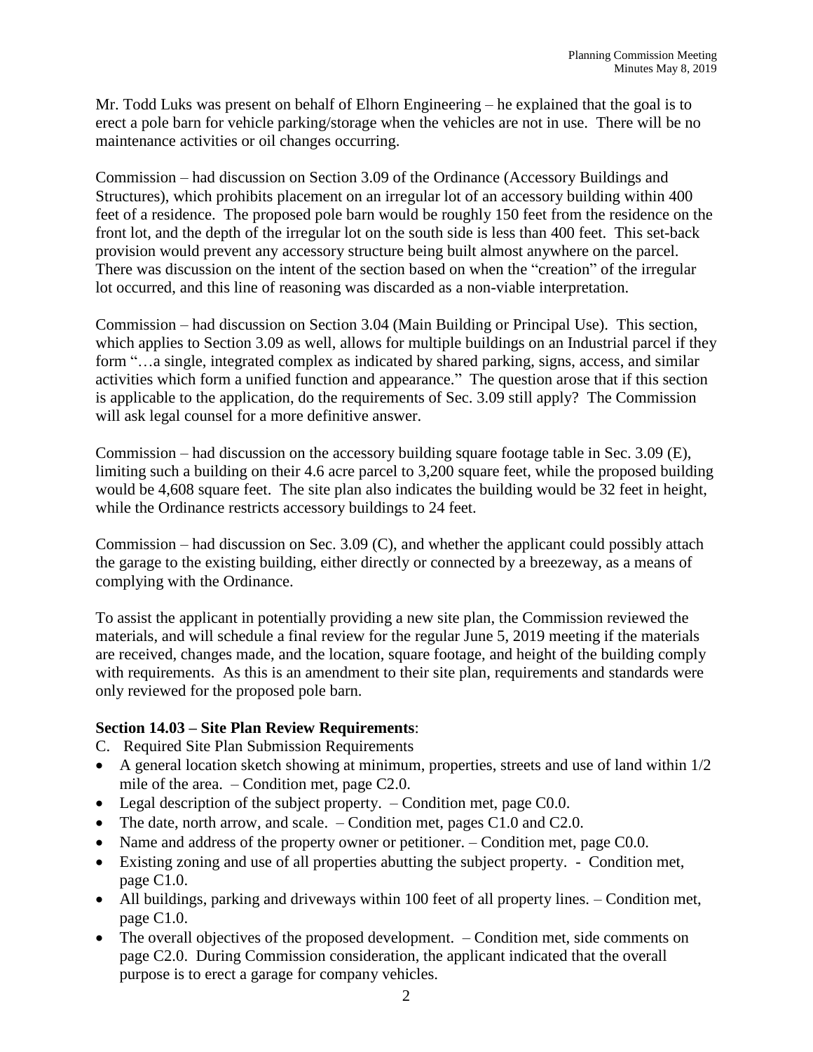Mr. Todd Luks was present on behalf of Elhorn Engineering – he explained that the goal is to erect a pole barn for vehicle parking/storage when the vehicles are not in use. There will be no maintenance activities or oil changes occurring.

Commission – had discussion on Section 3.09 of the Ordinance (Accessory Buildings and Structures), which prohibits placement on an irregular lot of an accessory building within 400 feet of a residence. The proposed pole barn would be roughly 150 feet from the residence on the front lot, and the depth of the irregular lot on the south side is less than 400 feet. This set-back provision would prevent any accessory structure being built almost anywhere on the parcel. There was discussion on the intent of the section based on when the "creation" of the irregular lot occurred, and this line of reasoning was discarded as a non-viable interpretation.

Commission – had discussion on Section 3.04 (Main Building or Principal Use). This section, which applies to Section 3.09 as well, allows for multiple buildings on an Industrial parcel if they form "…a single, integrated complex as indicated by shared parking, signs, access, and similar activities which form a unified function and appearance." The question arose that if this section is applicable to the application, do the requirements of Sec. 3.09 still apply? The Commission will ask legal counsel for a more definitive answer.

Commission – had discussion on the accessory building square footage table in Sec. 3.09 (E), limiting such a building on their 4.6 acre parcel to 3,200 square feet, while the proposed building would be 4,608 square feet. The site plan also indicates the building would be 32 feet in height, while the Ordinance restricts accessory buildings to 24 feet.

Commission – had discussion on Sec. 3.09 (C), and whether the applicant could possibly attach the garage to the existing building, either directly or connected by a breezeway, as a means of complying with the Ordinance.

To assist the applicant in potentially providing a new site plan, the Commission reviewed the materials, and will schedule a final review for the regular June 5, 2019 meeting if the materials are received, changes made, and the location, square footage, and height of the building comply with requirements. As this is an amendment to their site plan, requirements and standards were only reviewed for the proposed pole barn.

**Section 14.03 – Site Plan Review Requirements**:

C. Required Site Plan Submission Requirements

- A general location sketch showing at minimum, properties, streets and use of land within 1/2 mile of the area. – Condition met, page C2.0.
- Legal description of the subject property. – Condition met, page C0.0.
- The date, north arrow, and scale. – Condition met, pages C1.0 and C2.0.
- Name and address of the property owner or petitioner. – Condition met, page C0.0.
- Existing zoning and use of all properties abutting the subject property. - Condition met, page C1.0.
- All buildings, parking and driveways within 100 feet of all property lines. – Condition met, page C1.0.
- The overall objectives of the proposed development. – Condition met, side comments on page C2.0. During Commission consideration, the applicant indicated that the overall purpose is to erect a garage for company vehicles.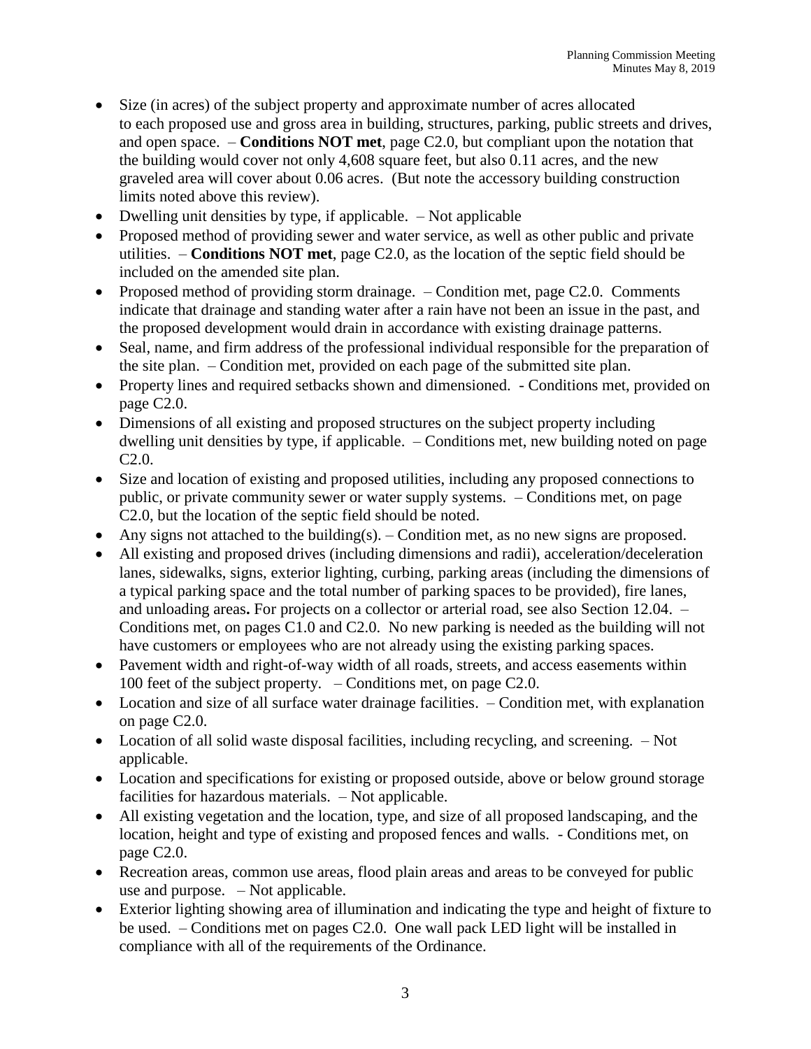- Size (in acres) of the subject property and approximate number of acres allocated to each proposed use and gross area in building, structures, parking, public streets and drives, and open space. – **Conditions NOT met**, page C2.0, but compliant upon the notation that the building would cover not only 4,608 square feet, but also 0.11 acres, and the new graveled area will cover about 0.06 acres. (But note the accessory building construction limits noted above this review).
- Dwelling unit densities by type, if applicable. – Not applicable
- Proposed method of providing sewer and water service, as well as other public and private utilities. – **Conditions NOT met**, page C2.0, as the location of the septic field should be included on the amended site plan.
- Proposed method of providing storm drainage. – Condition met, page C2.0. Comments indicate that drainage and standing water after a rain have not been an issue in the past, and the proposed development would drain in accordance with existing drainage patterns.
- Seal, name, and firm address of the professional individual responsible for the preparation of the site plan. – Condition met, provided on each page of the submitted site plan.
- Property lines and required setbacks shown and dimensioned. - Conditions met, provided on page C2.0.
- Dimensions of all existing and proposed structures on the subject property including dwelling unit densities by type, if applicable. – Conditions met, new building noted on page C2.0.
- Size and location of existing and proposed utilities, including any proposed connections to public, or private community sewer or water supply systems. – Conditions met, on page C2.0, but the location of the septic field should be noted.
- Any signs not attached to the building(s). – Condition met, as no new signs are proposed.
- All existing and proposed drives (including dimensions and radii), acceleration/deceleration lanes, sidewalks, signs, exterior lighting, curbing, parking areas (including the dimensions of a typical parking space and the total number of parking spaces to be provided), fire lanes, and unloading areas**.** For projects on a collector or arterial road, see also Section 12.04. – Conditions met, on pages C1.0 and C2.0. No new parking is needed as the building will not have customers or employees who are not already using the existing parking spaces.
- Pavement width and right-of-way width of all roads, streets, and access easements within 100 feet of the subject property. – Conditions met, on page C2.0.
- Location and size of all surface water drainage facilities. – Condition met, with explanation on page C2.0.
- Location of all solid waste disposal facilities, including recycling, and screening. – Not applicable.
- Location and specifications for existing or proposed outside, above or below ground storage facilities for hazardous materials. – Not applicable.
- All existing vegetation and the location, type, and size of all proposed landscaping, and the location, height and type of existing and proposed fences and walls. - Conditions met, on page C2.0.
- Recreation areas, common use areas, flood plain areas and areas to be conveyed for public use and purpose. – Not applicable.
- Exterior lighting showing area of illumination and indicating the type and height of fixture to be used. – Conditions met on pages C2.0. One wall pack LED light will be installed in compliance with all of the requirements of the Ordinance.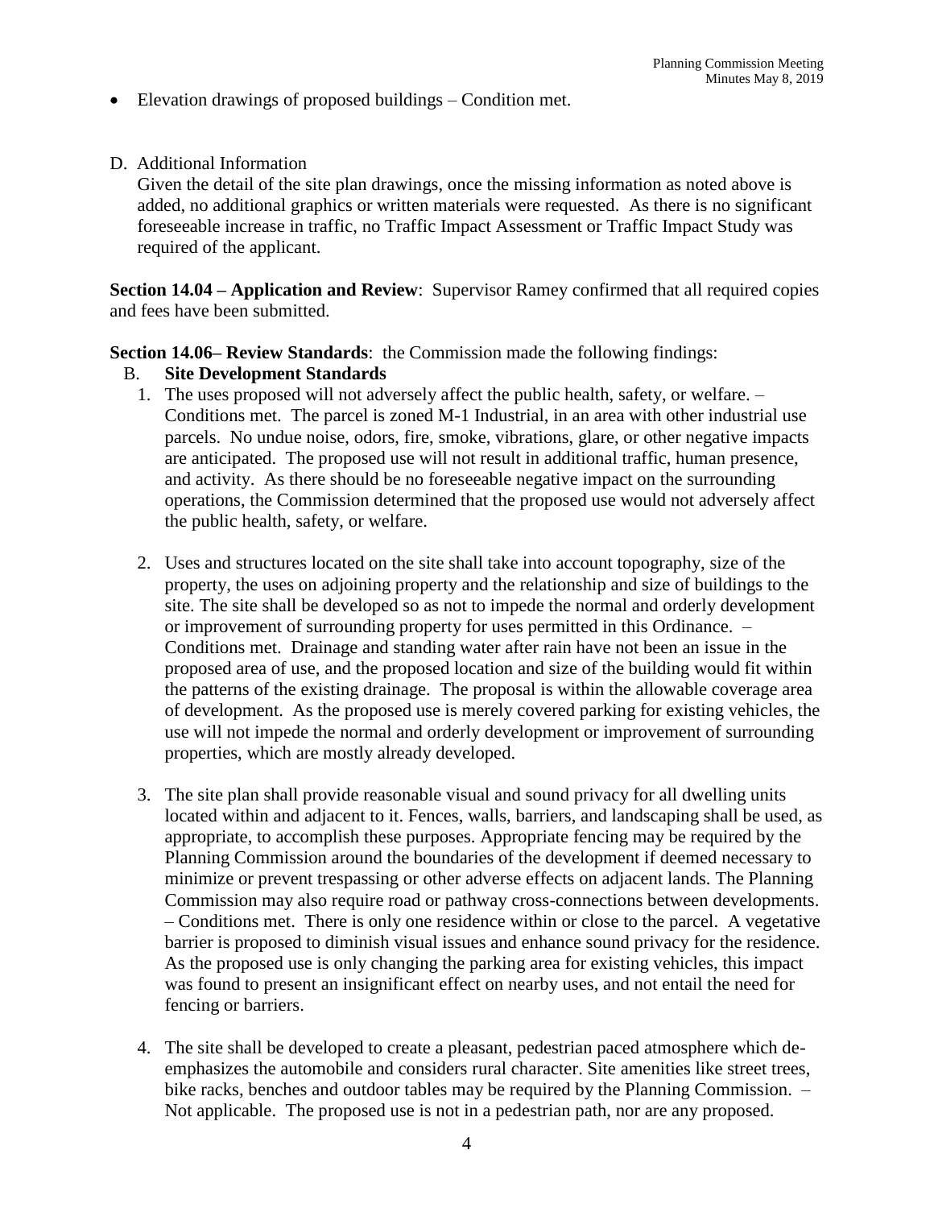- Elevation drawings of proposed buildings – Condition met.

D. Additional Information

Given the detail of the site plan drawings, once the missing information as noted above is added, no additional graphics or written materials were requested. As there is no significant foreseeable increase in traffic, no Traffic Impact Assessment or Traffic Impact Study was required of the applicant.

**Section 14.04 – Application and Review**: Supervisor Ramey confirmed that all required copies and fees have been submitted.

**Section 14.06– Review Standards**: the Commission made the following findings:

B. **Site Development Standards**

1. The uses proposed will not adversely affect the public health, safety, or welfare. – Conditions met. The parcel is zoned M-1 Industrial, in an area with other industrial use parcels. No undue noise, odors, fire, smoke, vibrations, glare, or other negative impacts are anticipated. The proposed use will not result in additional traffic, human presence, and activity. As there should be no foreseeable negative impact on the surrounding operations, the Commission determined that the proposed use would not adversely affect the public health, safety, or welfare.

2. Uses and structures located on the site shall take into account topography, size of the property, the uses on adjoining property and the relationship and size of buildings to the site. The site shall be developed so as not to impede the normal and orderly development or improvement of surrounding property for uses permitted in this Ordinance. – Conditions met. Drainage and standing water after rain have not been an issue in the proposed area of use, and the proposed location and size of the building would fit within the patterns of the existing drainage. The proposal is within the allowable coverage area of development. As the proposed use is merely covered parking for existing vehicles, the use will not impede the normal and orderly development or improvement of surrounding properties, which are mostly already developed.

3. The site plan shall provide reasonable visual and sound privacy for all dwelling units located within and adjacent to it. Fences, walls, barriers, and landscaping shall be used, as appropriate, to accomplish these purposes. Appropriate fencing may be required by the Planning Commission around the boundaries of the development if deemed necessary to minimize or prevent trespassing or other adverse effects on adjacent lands. The Planning Commission may also require road or pathway cross-connections between developments. – Conditions met. There is only one residence within or close to the parcel. A vegetative barrier is proposed to diminish visual issues and enhance sound privacy for the residence. As the proposed use is only changing the parking area for existing vehicles, this impact was found to present an insignificant effect on nearby uses, and not entail the need for fencing or barriers.

4. The site shall be developed to create a pleasant, pedestrian paced atmosphere which de-emphasizes the automobile and considers rural character. Site amenities like street trees, bike racks, benches and outdoor tables may be required by the Planning Commission. – Not applicable. The proposed use is not in a pedestrian path, nor are any proposed.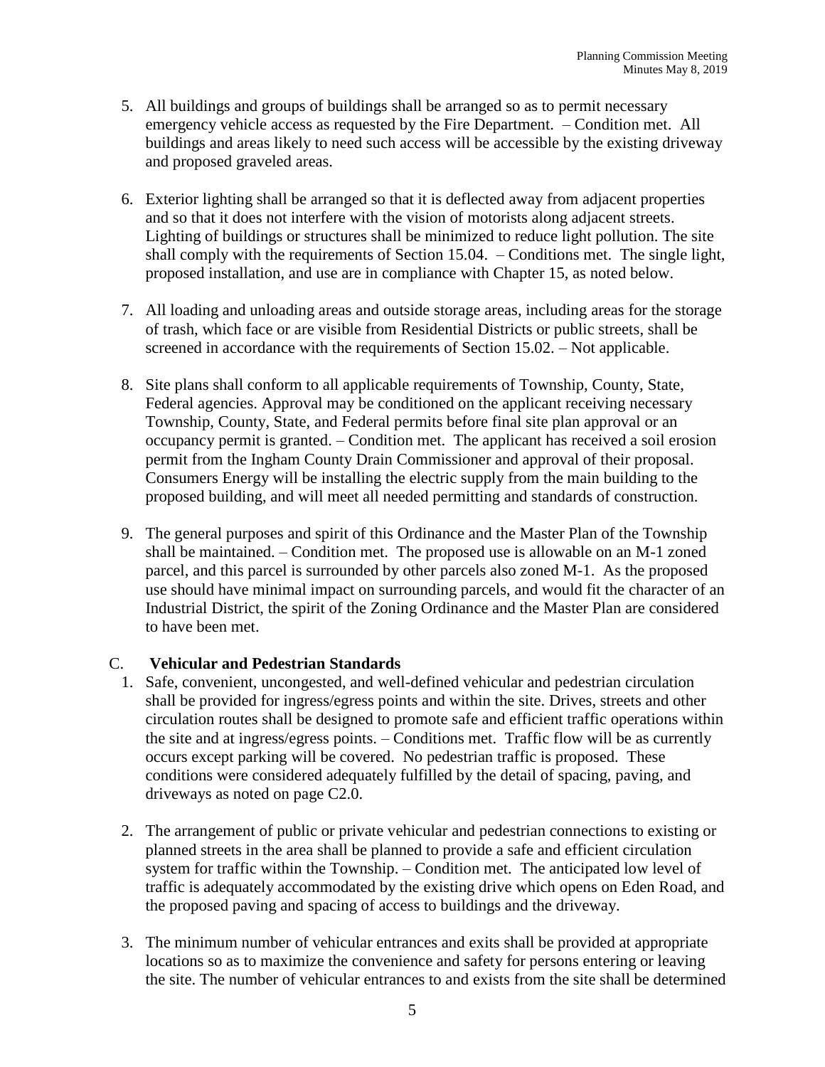5. All buildings and groups of buildings shall be arranged so as to permit necessary emergency vehicle access as requested by the Fire Department. – Condition met. All buildings and areas likely to need such access will be accessible by the existing driveway and proposed graveled areas.

6. Exterior lighting shall be arranged so that it is deflected away from adjacent properties and so that it does not interfere with the vision of motorists along adjacent streets. Lighting of buildings or structures shall be minimized to reduce light pollution. The site shall comply with the requirements of Section 15.04. – Conditions met. The single light, proposed installation, and use are in compliance with Chapter 15, as noted below.

7. All loading and unloading areas and outside storage areas, including areas for the storage of trash, which face or are visible from Residential Districts or public streets, shall be screened in accordance with the requirements of Section 15.02. – Not applicable.

8. Site plans shall conform to all applicable requirements of Township, County, State, Federal agencies. Approval may be conditioned on the applicant receiving necessary Township, County, State, and Federal permits before final site plan approval or an occupancy permit is granted. – Condition met. The applicant has received a soil erosion permit from the Ingham County Drain Commissioner and approval of their proposal. Consumers Energy will be installing the electric supply from the main building to the proposed building, and will meet all needed permitting and standards of construction.

9. The general purposes and spirit of this Ordinance and the Master Plan of the Township shall be maintained. – Condition met. The proposed use is allowable on an M-1 zoned parcel, and this parcel is surrounded by other parcels also zoned M-1. As the proposed use should have minimal impact on surrounding parcels, and would fit the character of an Industrial District, the spirit of the Zoning Ordinance and the Master Plan are considered to have been met.

C. **Vehicular and Pedestrian Standards**

1. Safe, convenient, uncongested, and well-defined vehicular and pedestrian circulation shall be provided for ingress/egress points and within the site. Drives, streets and other circulation routes shall be designed to promote safe and efficient traffic operations within the site and at ingress/egress points. – Conditions met. Traffic flow will be as currently occurs except parking will be covered. No pedestrian traffic is proposed. These conditions were considered adequately fulfilled by the detail of spacing, paving, and driveways as noted on page C2.0.

2. The arrangement of public or private vehicular and pedestrian connections to existing or planned streets in the area shall be planned to provide a safe and efficient circulation system for traffic within the Township. – Condition met. The anticipated low level of traffic is adequately accommodated by the existing drive which opens on Eden Road, and the proposed paving and spacing of access to buildings and the driveway.

3. The minimum number of vehicular entrances and exits shall be provided at appropriate locations so as to maximize the convenience and safety for persons entering or leaving the site. The number of vehicular entrances to and exists from the site shall be determined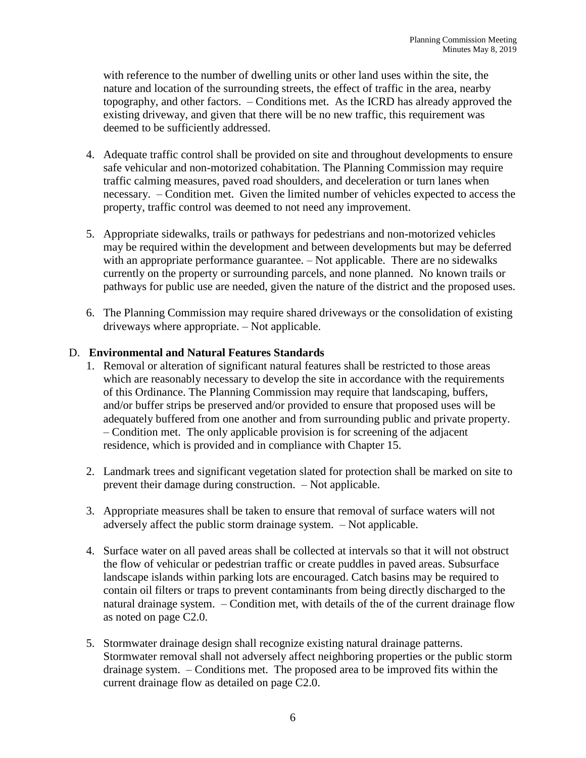with reference to the number of dwelling units or other land uses within the site, the nature and location of the surrounding streets, the effect of traffic in the area, nearby topography, and other factors. – Conditions met. As the ICRD has already approved the existing driveway, and given that there will be no new traffic, this requirement was deemed to be sufficiently addressed.

4. Adequate traffic control shall be provided on site and throughout developments to ensure safe vehicular and non-motorized cohabitation. The Planning Commission may require traffic calming measures, paved road shoulders, and deceleration or turn lanes when necessary. – Condition met. Given the limited number of vehicles expected to access the property, traffic control was deemed to not need any improvement.

5. Appropriate sidewalks, trails or pathways for pedestrians and non-motorized vehicles may be required within the development and between developments but may be deferred with an appropriate performance guarantee. – Not applicable. There are no sidewalks currently on the property or surrounding parcels, and none planned. No known trails or pathways for public use are needed, given the nature of the district and the proposed uses.

6. The Planning Commission may require shared driveways or the consolidation of existing driveways where appropriate. – Not applicable.

D. **Environmental and Natural Features Standards**

1. Removal or alteration of significant natural features shall be restricted to those areas which are reasonably necessary to develop the site in accordance with the requirements of this Ordinance. The Planning Commission may require that landscaping, buffers, and/or buffer strips be preserved and/or provided to ensure that proposed uses will be adequately buffered from one another and from surrounding public and private property. – Condition met. The only applicable provision is for screening of the adjacent residence, which is provided and in compliance with Chapter 15.

2. Landmark trees and significant vegetation slated for protection shall be marked on site to prevent their damage during construction. – Not applicable.

3. Appropriate measures shall be taken to ensure that removal of surface waters will not adversely affect the public storm drainage system. – Not applicable.

4. Surface water on all paved areas shall be collected at intervals so that it will not obstruct the flow of vehicular or pedestrian traffic or create puddles in paved areas. Subsurface landscape islands within parking lots are encouraged. Catch basins may be required to contain oil filters or traps to prevent contaminants from being directly discharged to the natural drainage system. – Condition met, with details of the of the current drainage flow as noted on page C2.0.

5. Stormwater drainage design shall recognize existing natural drainage patterns. Stormwater removal shall not adversely affect neighboring properties or the public storm drainage system. – Conditions met. The proposed area to be improved fits within the current drainage flow as detailed on page C2.0.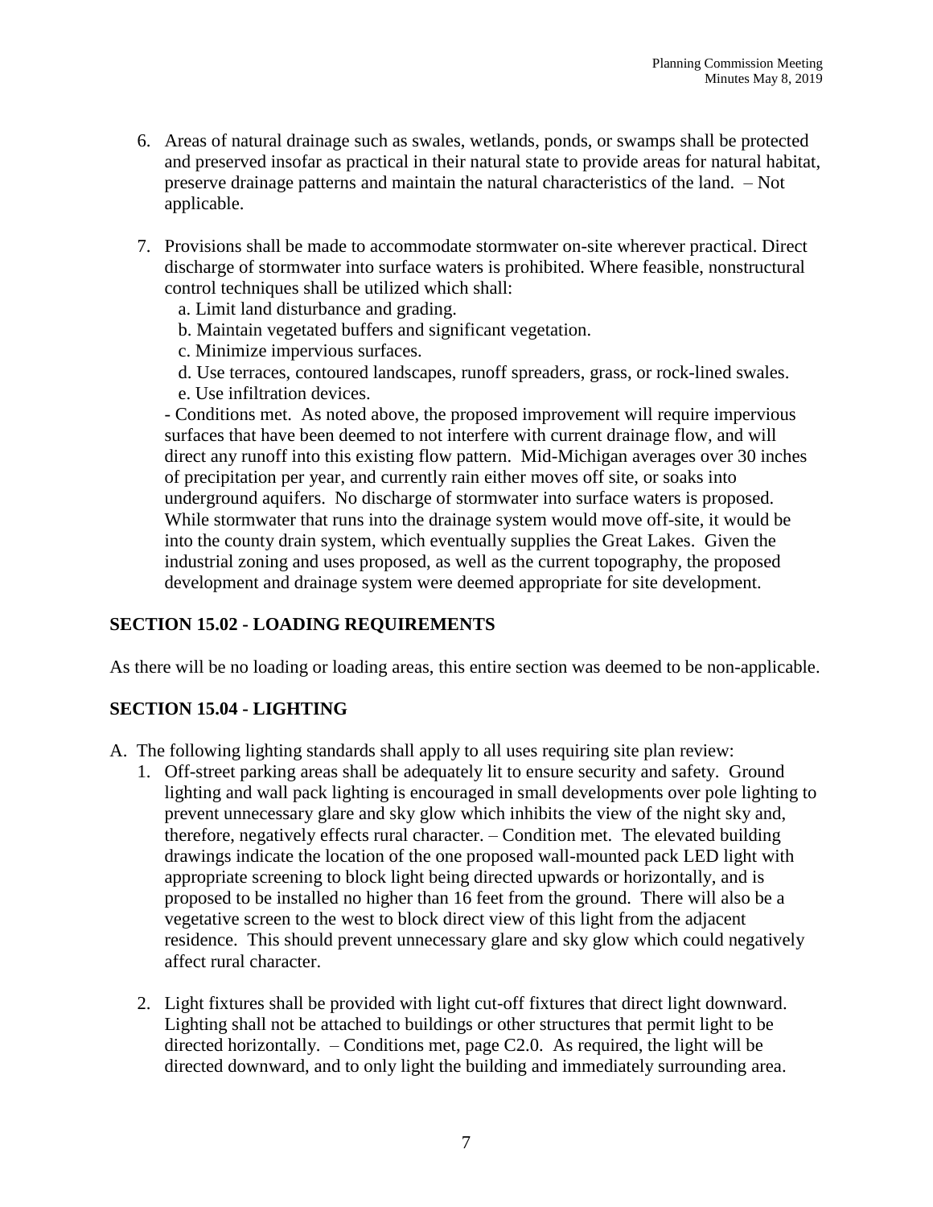6. Areas of natural drainage such as swales, wetlands, ponds, or swamps shall be protected and preserved insofar as practical in their natural state to provide areas for natural habitat, preserve drainage patterns and maintain the natural characteristics of the land. – Not applicable.

7. Provisions shall be made to accommodate stormwater on-site wherever practical. Direct discharge of stormwater into surface waters is prohibited. Where feasible, nonstructural control techniques shall be utilized which shall:
   a. Limit land disturbance and grading.
   b. Maintain vegetated buffers and significant vegetation.
   c. Minimize impervious surfaces.
   d. Use terraces, contoured landscapes, runoff spreaders, grass, or rock-lined swales.
   e. Use infiltration devices.

   - Conditions met. As noted above, the proposed improvement will require impervious surfaces that have been deemed to not interfere with current drainage flow, and will direct any runoff into this existing flow pattern. Mid-Michigan averages over 30 inches of precipitation per year, and currently rain either moves off site, or soaks into underground aquifers. No discharge of stormwater into surface waters is proposed. While stormwater that runs into the drainage system would move off-site, it would be into the county drain system, which eventually supplies the Great Lakes. Given the industrial zoning and uses proposed, as well as the current topography, the proposed development and drainage system were deemed appropriate for site development.

## SECTION 15.02 - LOADING REQUIREMENTS

As there will be no loading or loading areas, this entire section was deemed to be non-applicable.

## SECTION 15.04 - LIGHTING

A. The following lighting standards shall apply to all uses requiring site plan review:

   1. Off-street parking areas shall be adequately lit to ensure security and safety. Ground lighting and wall pack lighting is encouraged in small developments over pole lighting to prevent unnecessary glare and sky glow which inhibits the view of the night sky and, therefore, negatively effects rural character. – Condition met. The elevated building drawings indicate the location of the one proposed wall-mounted pack LED light with appropriate screening to block light being directed upwards or horizontally, and is proposed to be installed no higher than 16 feet from the ground. There will also be a vegetative screen to the west to block direct view of this light from the adjacent residence. This should prevent unnecessary glare and sky glow which could negatively affect rural character.

   2. Light fixtures shall be provided with light cut-off fixtures that direct light downward. Lighting shall not be attached to buildings or other structures that permit light to be directed horizontally. – Conditions met, page C2.0. As required, the light will be directed downward, and to only light the building and immediately surrounding area.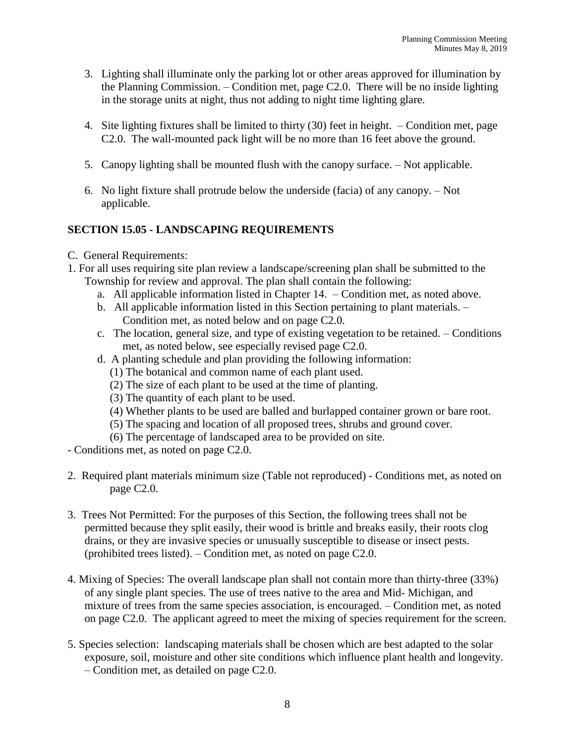3. Lighting shall illuminate only the parking lot or other areas approved for illumination by the Planning Commission. – Condition met, page C2.0. There will be no inside lighting in the storage units at night, thus not adding to night time lighting glare.

4. Site lighting fixtures shall be limited to thirty (30) feet in height. – Condition met, page C2.0. The wall-mounted pack light will be no more than 16 feet above the ground.

5. Canopy lighting shall be mounted flush with the canopy surface. – Not applicable.

6. No light fixture shall protrude below the underside (facia) of any canopy. – Not applicable.

## SECTION 15.05 - LANDSCAPING REQUIREMENTS

C. General Requirements:

1. For all uses requiring site plan review a landscape/screening plan shall be submitted to the Township for review and approval. The plan shall contain the following:
   a. All applicable information listed in Chapter 14. – Condition met, as noted above.
   b. All applicable information listed in this Section pertaining to plant materials. – Condition met, as noted below and on page C2.0.
   c. The location, general size, and type of existing vegetation to be retained. – Conditions met, as noted below, see especially revised page C2.0.
   d. A planting schedule and plan providing the following information:
      (1) The botanical and common name of each plant used.
      (2) The size of each plant to be used at the time of planting.
      (3) The quantity of each plant to be used.
      (4) Whether plants to be used are balled and burlapped container grown or bare root.
      (5) The spacing and location of all proposed trees, shrubs and ground cover.
      (6) The percentage of landscaped area to be provided on site.

- Conditions met, as noted on page C2.0.

2. Required plant materials minimum size (Table not reproduced) - Conditions met, as noted on page C2.0.

3. Trees Not Permitted: For the purposes of this Section, the following trees shall not be permitted because they split easily, their wood is brittle and breaks easily, their roots clog drains, or they are invasive species or unusually susceptible to disease or insect pests. (prohibited trees listed). – Condition met, as noted on page C2.0.

4. Mixing of Species: The overall landscape plan shall not contain more than thirty-three (33%) of any single plant species. The use of trees native to the area and Mid- Michigan, and mixture of trees from the same species association, is encouraged. – Condition met, as noted on page C2.0. The applicant agreed to meet the mixing of species requirement for the screen.

5. Species selection: landscaping materials shall be chosen which are best adapted to the solar exposure, soil, moisture and other site conditions which influence plant health and longevity. – Condition met, as detailed on page C2.0.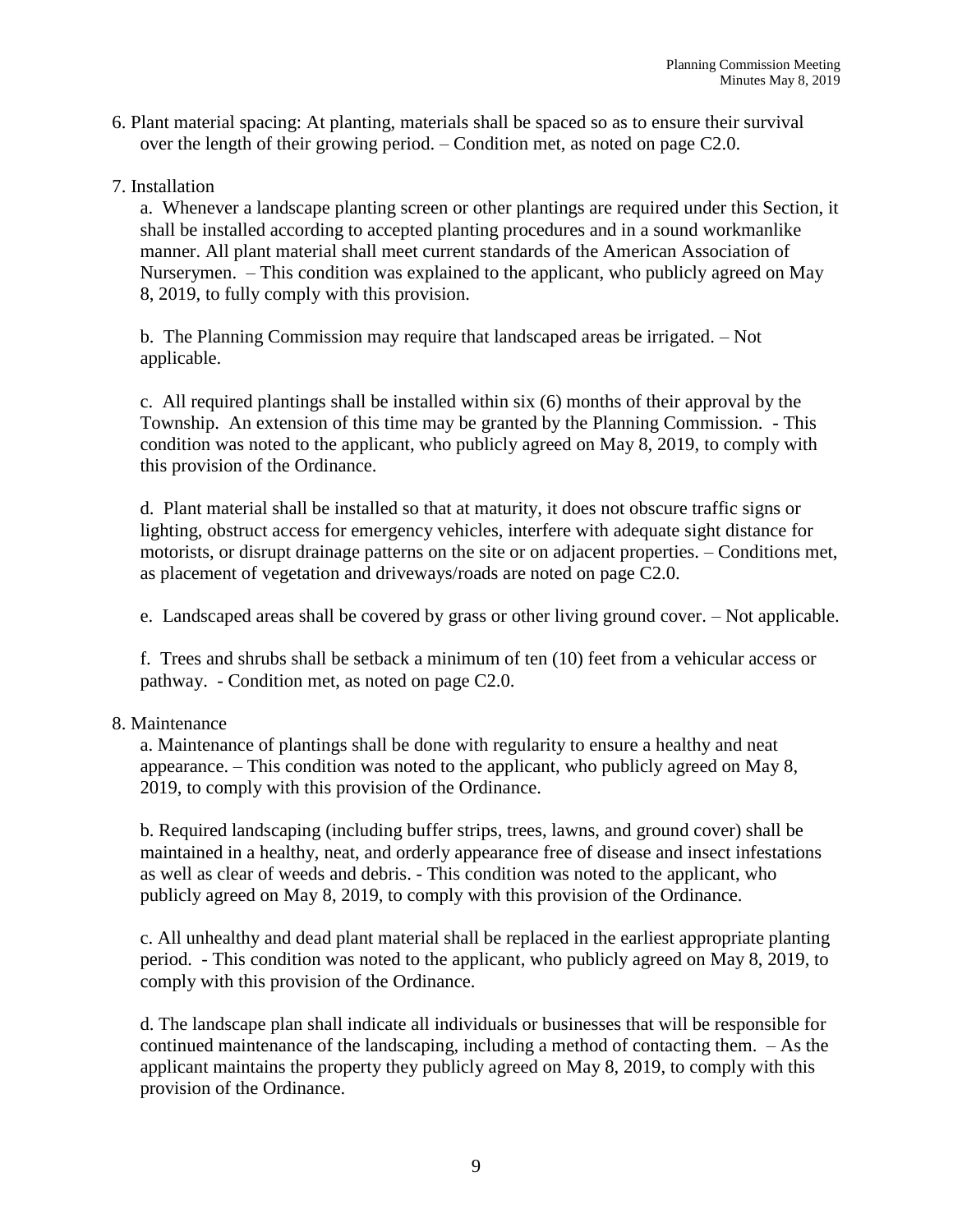6. Plant material spacing: At planting, materials shall be spaced so as to ensure their survival over the length of their growing period. – Condition met, as noted on page C2.0.

7. Installation

   a. Whenever a landscape planting screen or other plantings are required under this Section, it shall be installed according to accepted planting procedures and in a sound workmanlike manner. All plant material shall meet current standards of the American Association of Nurserymen. – This condition was explained to the applicant, who publicly agreed on May 8, 2019, to fully comply with this provision.

   b. The Planning Commission may require that landscaped areas be irrigated. – Not applicable.

   c. All required plantings shall be installed within six (6) months of their approval by the Township. An extension of this time may be granted by the Planning Commission. - This condition was noted to the applicant, who publicly agreed on May 8, 2019, to comply with this provision of the Ordinance.

   d. Plant material shall be installed so that at maturity, it does not obscure traffic signs or lighting, obstruct access for emergency vehicles, interfere with adequate sight distance for motorists, or disrupt drainage patterns on the site or on adjacent properties. – Conditions met, as placement of vegetation and driveways/roads are noted on page C2.0.

   e. Landscaped areas shall be covered by grass or other living ground cover. – Not applicable.

   f. Trees and shrubs shall be setback a minimum of ten (10) feet from a vehicular access or pathway. - Condition met, as noted on page C2.0.

8. Maintenance

   a. Maintenance of plantings shall be done with regularity to ensure a healthy and neat appearance. – This condition was noted to the applicant, who publicly agreed on May 8, 2019, to comply with this provision of the Ordinance.

   b. Required landscaping (including buffer strips, trees, lawns, and ground cover) shall be maintained in a healthy, neat, and orderly appearance free of disease and insect infestations as well as clear of weeds and debris. - This condition was noted to the applicant, who publicly agreed on May 8, 2019, to comply with this provision of the Ordinance.

   c. All unhealthy and dead plant material shall be replaced in the earliest appropriate planting period. - This condition was noted to the applicant, who publicly agreed on May 8, 2019, to comply with this provision of the Ordinance.

   d. The landscape plan shall indicate all individuals or businesses that will be responsible for continued maintenance of the landscaping, including a method of contacting them. – As the applicant maintains the property they publicly agreed on May 8, 2019, to comply with this provision of the Ordinance.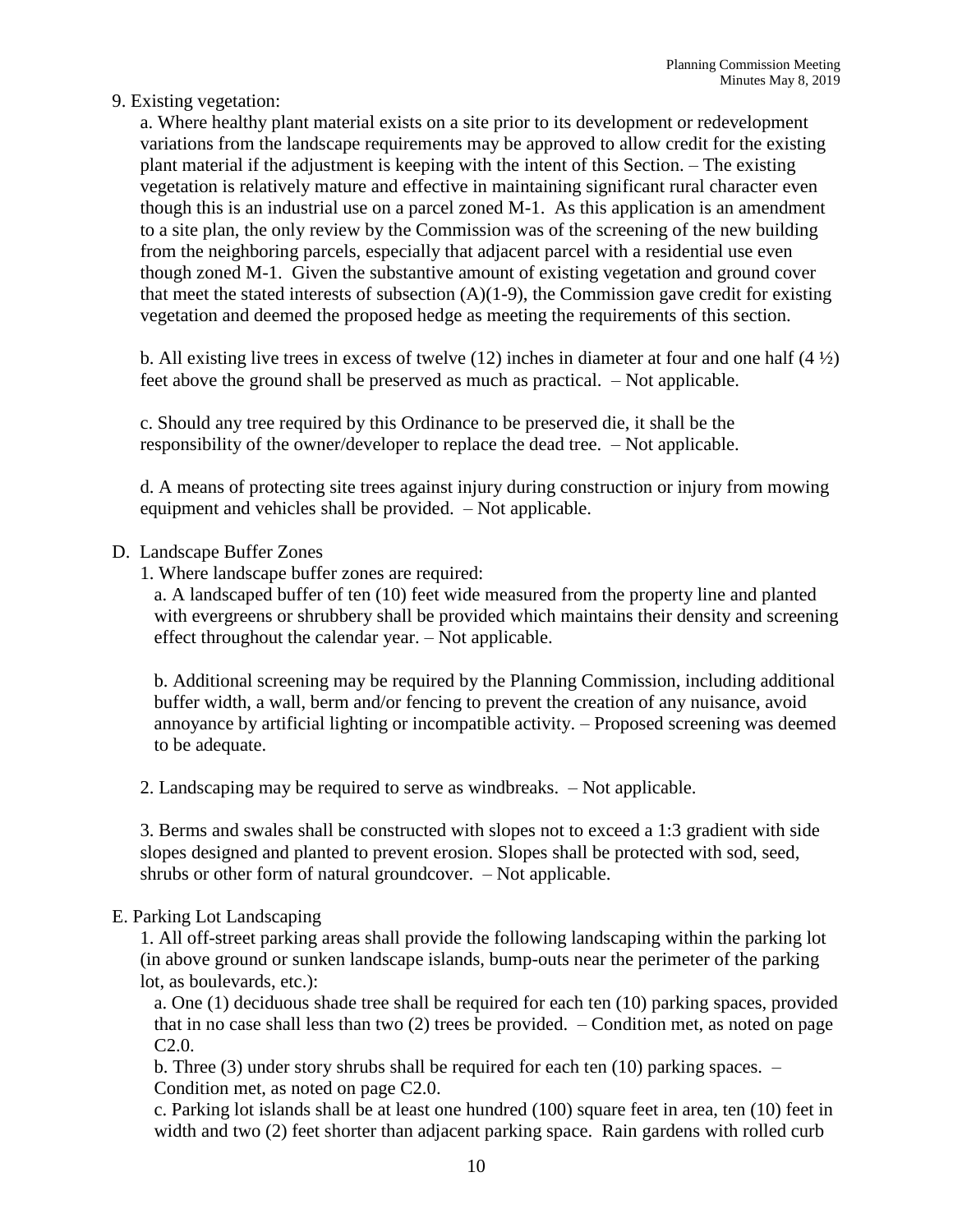9. Existing vegetation:

a. Where healthy plant material exists on a site prior to its development or redevelopment variations from the landscape requirements may be approved to allow credit for the existing plant material if the adjustment is keeping with the intent of this Section. – The existing vegetation is relatively mature and effective in maintaining significant rural character even though this is an industrial use on a parcel zoned M-1. As this application is an amendment to a site plan, the only review by the Commission was of the screening of the new building from the neighboring parcels, especially that adjacent parcel with a residential use even though zoned M-1. Given the substantive amount of existing vegetation and ground cover that meet the stated interests of subsection (A)(1-9), the Commission gave credit for existing vegetation and deemed the proposed hedge as meeting the requirements of this section.

b. All existing live trees in excess of twelve (12) inches in diameter at four and one half (4 ½) feet above the ground shall be preserved as much as practical. – Not applicable.

c. Should any tree required by this Ordinance to be preserved die, it shall be the responsibility of the owner/developer to replace the dead tree. – Not applicable.

d. A means of protecting site trees against injury during construction or injury from mowing equipment and vehicles shall be provided. – Not applicable.

D. Landscape Buffer Zones

1. Where landscape buffer zones are required:

a. A landscaped buffer of ten (10) feet wide measured from the property line and planted with evergreens or shrubbery shall be provided which maintains their density and screening effect throughout the calendar year. – Not applicable.

b. Additional screening may be required by the Planning Commission, including additional buffer width, a wall, berm and/or fencing to prevent the creation of any nuisance, avoid annoyance by artificial lighting or incompatible activity. – Proposed screening was deemed to be adequate.

2. Landscaping may be required to serve as windbreaks. – Not applicable.

3. Berms and swales shall be constructed with slopes not to exceed a 1:3 gradient with side slopes designed and planted to prevent erosion. Slopes shall be protected with sod, seed, shrubs or other form of natural groundcover. – Not applicable.

E. Parking Lot Landscaping

1. All off-street parking areas shall provide the following landscaping within the parking lot (in above ground or sunken landscape islands, bump-outs near the perimeter of the parking lot, as boulevards, etc.):

a. One (1) deciduous shade tree shall be required for each ten (10) parking spaces, provided that in no case shall less than two (2) trees be provided. – Condition met, as noted on page C2.0.

b. Three (3) under story shrubs shall be required for each ten (10) parking spaces. – Condition met, as noted on page C2.0.

c. Parking lot islands shall be at least one hundred (100) square feet in area, ten (10) feet in width and two (2) feet shorter than adjacent parking space. Rain gardens with rolled curb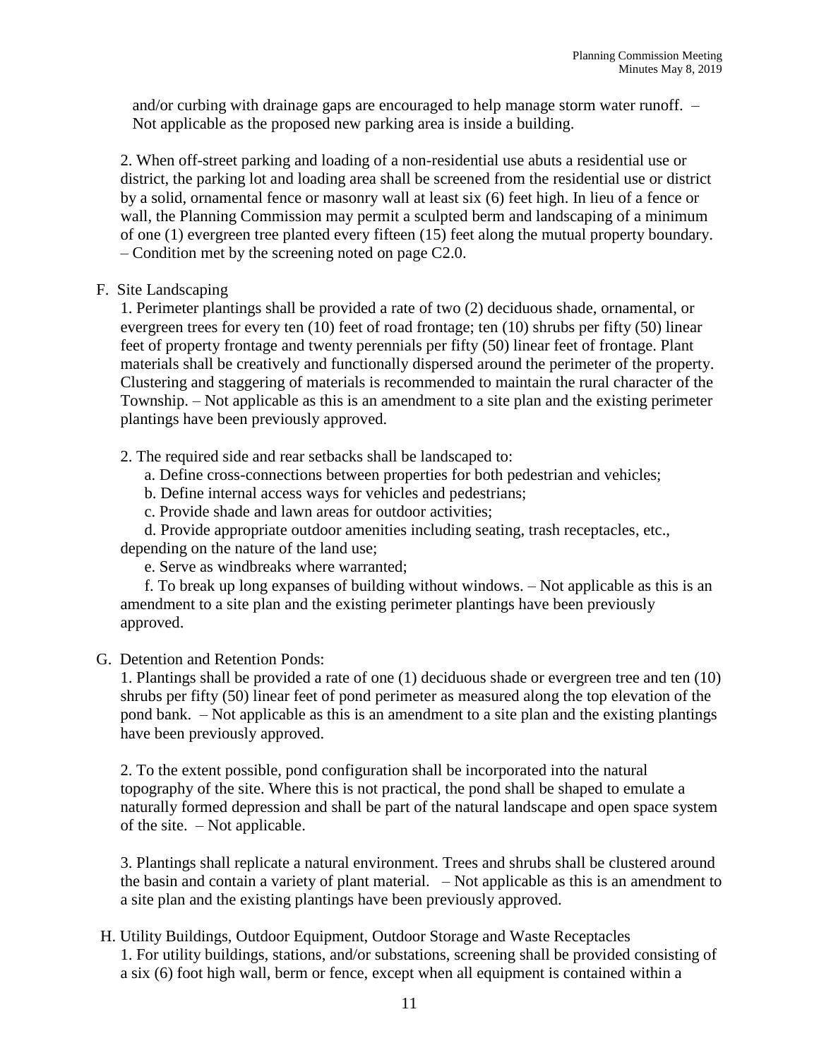and/or curbing with drainage gaps are encouraged to help manage storm water runoff. – Not applicable as the proposed new parking area is inside a building.

2. When off-street parking and loading of a non-residential use abuts a residential use or district, the parking lot and loading area shall be screened from the residential use or district by a solid, ornamental fence or masonry wall at least six (6) feet high. In lieu of a fence or wall, the Planning Commission may permit a sculpted berm and landscaping of a minimum of one (1) evergreen tree planted every fifteen (15) feet along the mutual property boundary. – Condition met by the screening noted on page C2.0.

F. Site Landscaping

1. Perimeter plantings shall be provided a rate of two (2) deciduous shade, ornamental, or evergreen trees for every ten (10) feet of road frontage; ten (10) shrubs per fifty (50) linear feet of property frontage and twenty perennials per fifty (50) linear feet of frontage. Plant materials shall be creatively and functionally dispersed around the perimeter of the property. Clustering and staggering of materials is recommended to maintain the rural character of the Township. – Not applicable as this is an amendment to a site plan and the existing perimeter plantings have been previously approved.

2. The required side and rear setbacks shall be landscaped to:

a. Define cross-connections between properties for both pedestrian and vehicles;

b. Define internal access ways for vehicles and pedestrians;

c. Provide shade and lawn areas for outdoor activities;

d. Provide appropriate outdoor amenities including seating, trash receptacles, etc., depending on the nature of the land use;

e. Serve as windbreaks where warranted;

f. To break up long expanses of building without windows. – Not applicable as this is an amendment to a site plan and the existing perimeter plantings have been previously approved.

G. Detention and Retention Ponds:

1. Plantings shall be provided a rate of one (1) deciduous shade or evergreen tree and ten (10) shrubs per fifty (50) linear feet of pond perimeter as measured along the top elevation of the pond bank. – Not applicable as this is an amendment to a site plan and the existing plantings have been previously approved.

2. To the extent possible, pond configuration shall be incorporated into the natural topography of the site. Where this is not practical, the pond shall be shaped to emulate a naturally formed depression and shall be part of the natural landscape and open space system of the site. – Not applicable.

3. Plantings shall replicate a natural environment. Trees and shrubs shall be clustered around the basin and contain a variety of plant material. – Not applicable as this is an amendment to a site plan and the existing plantings have been previously approved.

H. Utility Buildings, Outdoor Equipment, Outdoor Storage and Waste Receptacles

1. For utility buildings, stations, and/or substations, screening shall be provided consisting of a six (6) foot high wall, berm or fence, except when all equipment is contained within a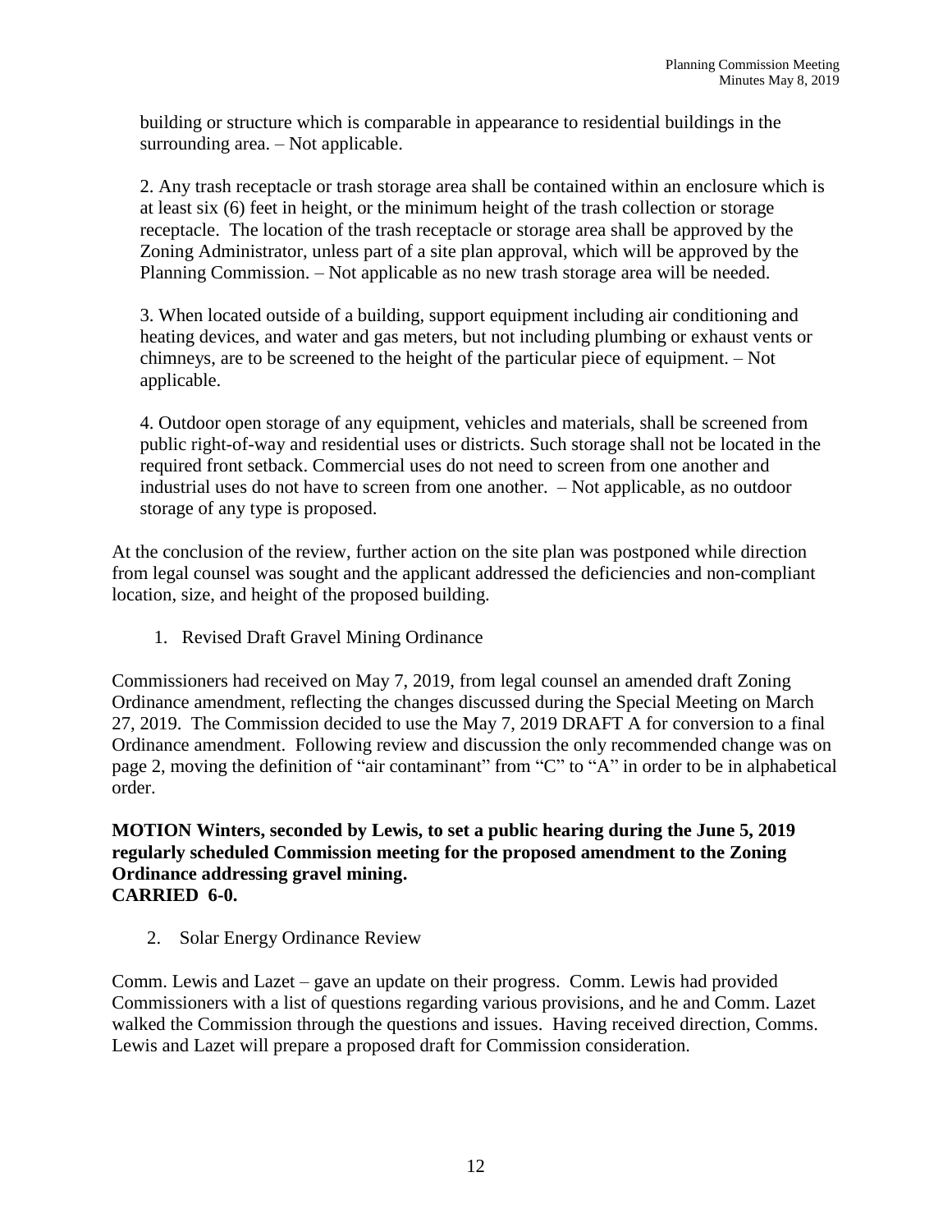building or structure which is comparable in appearance to residential buildings in the surrounding area. – Not applicable.

2. Any trash receptacle or trash storage area shall be contained within an enclosure which is at least six (6) feet in height, or the minimum height of the trash collection or storage receptacle. The location of the trash receptacle or storage area shall be approved by the Zoning Administrator, unless part of a site plan approval, which will be approved by the Planning Commission. – Not applicable as no new trash storage area will be needed.

3. When located outside of a building, support equipment including air conditioning and heating devices, and water and gas meters, but not including plumbing or exhaust vents or chimneys, are to be screened to the height of the particular piece of equipment. – Not applicable.

4. Outdoor open storage of any equipment, vehicles and materials, shall be screened from public right-of-way and residential uses or districts. Such storage shall not be located in the required front setback. Commercial uses do not need to screen from one another and industrial uses do not have to screen from one another. – Not applicable, as no outdoor storage of any type is proposed.

At the conclusion of the review, further action on the site plan was postponed while direction from legal counsel was sought and the applicant addressed the deficiencies and non-compliant location, size, and height of the proposed building.

1. Revised Draft Gravel Mining Ordinance

Commissioners had received on May 7, 2019, from legal counsel an amended draft Zoning Ordinance amendment, reflecting the changes discussed during the Special Meeting on March 27, 2019. The Commission decided to use the May 7, 2019 DRAFT A for conversion to a final Ordinance amendment. Following review and discussion the only recommended change was on page 2, moving the definition of "air contaminant" from "C" to "A" in order to be in alphabetical order.

**MOTION Winters, seconded by Lewis, to set a public hearing during the June 5, 2019 regularly scheduled Commission meeting for the proposed amendment to the Zoning Ordinance addressing gravel mining.**
**CARRIED 6-0.**

2. Solar Energy Ordinance Review

Comm. Lewis and Lazet – gave an update on their progress. Comm. Lewis had provided Commissioners with a list of questions regarding various provisions, and he and Comm. Lazet walked the Commission through the questions and issues. Having received direction, Comms. Lewis and Lazet will prepare a proposed draft for Commission consideration.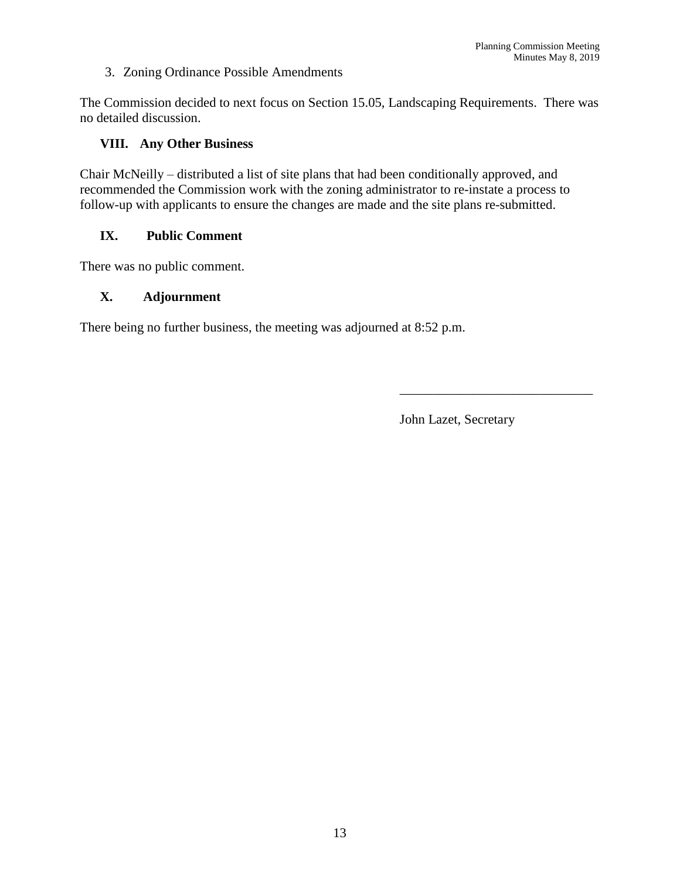3. Zoning Ordinance Possible Amendments

The Commission decided to next focus on Section 15.05, Landscaping Requirements. There was no detailed discussion.

## VIII. Any Other Business

Chair McNeilly – distributed a list of site plans that had been conditionally approved, and recommended the Commission work with the zoning administrator to re-instate a process to follow-up with applicants to ensure the changes are made and the site plans re-submitted.

## IX. Public Comment

There was no public comment.

## X. Adjournment

There being no further business, the meeting was adjourned at 8:52 p.m.

\_\_\_\_\_\_\_\_\_\_\_\_\_\_\_\_\_\_\_\_\_\_\_\_\_\_\_\_\_

John Lazet, Secretary